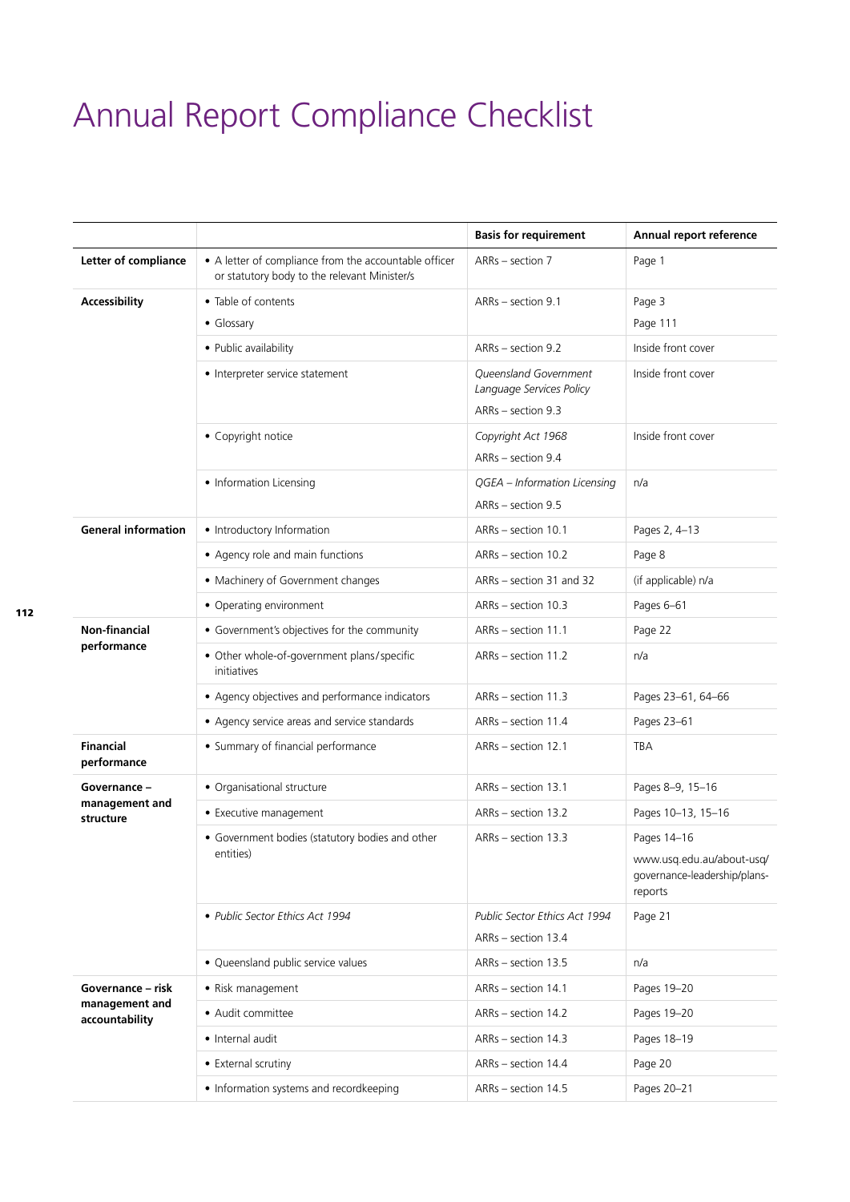# Annual Report Compliance Checklist

| | | Basis for requirement | Annual report reference |
|---|---|---|---|
| **Letter of compliance** | • A letter of compliance from the accountable officer or statutory body to the relevant Minister/s | ARRs – section 7 | Page 1 |
| **Accessibility** | • Table of contents<br>• Glossary | ARRs – section 9.1 | Page 3<br>Page 111 |
| | • Public availability | ARRs – section 9.2 | Inside front cover |
| | • Interpreter service statement | *Queensland Government Language Services Policy*<br>ARRs – section 9.3 | Inside front cover |
| | • Copyright notice | *Copyright Act 1968*<br>ARRs – section 9.4 | Inside front cover |
| | • Information Licensing | *QGEA – Information Licensing*<br>ARRs – section 9.5 | n/a |
| **General information** | • Introductory Information | ARRs – section 10.1 | Pages 2, 4–13 |
| | • Agency role and main functions | ARRs – section 10.2 | Page 8 |
| | • Machinery of Government changes | ARRs – section 31 and 32 | (if applicable) n/a |
| | • Operating environment | ARRs – section 10.3 | Pages 6–61 |
| **Non-financial performance** | • Government's objectives for the community | ARRs – section 11.1 | Page 22 |
| | • Other whole-of-government plans/specific initiatives | ARRs – section 11.2 | n/a |
| | • Agency objectives and performance indicators | ARRs – section 11.3 | Pages 23–61, 64–66 |
| | • Agency service areas and service standards | ARRs – section 11.4 | Pages 23–61 |
| **Financial performance** | • Summary of financial performance | ARRs – section 12.1 | TBA |
| **Governance – management and structure** | • Organisational structure | ARRs – section 13.1 | Pages 8–9, 15–16 |
| | • Executive management | ARRs – section 13.2 | Pages 10–13, 15–16 |
| | • Government bodies (statutory bodies and other entities) | ARRs – section 13.3 | Pages 14–16<br>www.usq.edu.au/about-usq/governance-leadership/plans-reports |
| | • *Public Sector Ethics Act 1994* | *Public Sector Ethics Act 1994*<br>ARRs – section 13.4 | Page 21 |
| | • Queensland public service values | ARRs – section 13.5 | n/a |
| **Governance – risk management and accountability** | • Risk management | ARRs – section 14.1 | Pages 19–20 |
| | • Audit committee | ARRs – section 14.2 | Pages 19–20 |
| | • Internal audit | ARRs – section 14.3 | Pages 18–19 |
| | • External scrutiny | ARRs – section 14.4 | Page 20 |
| | • Information systems and recordkeeping | ARRs – section 14.5 | Pages 20–21 |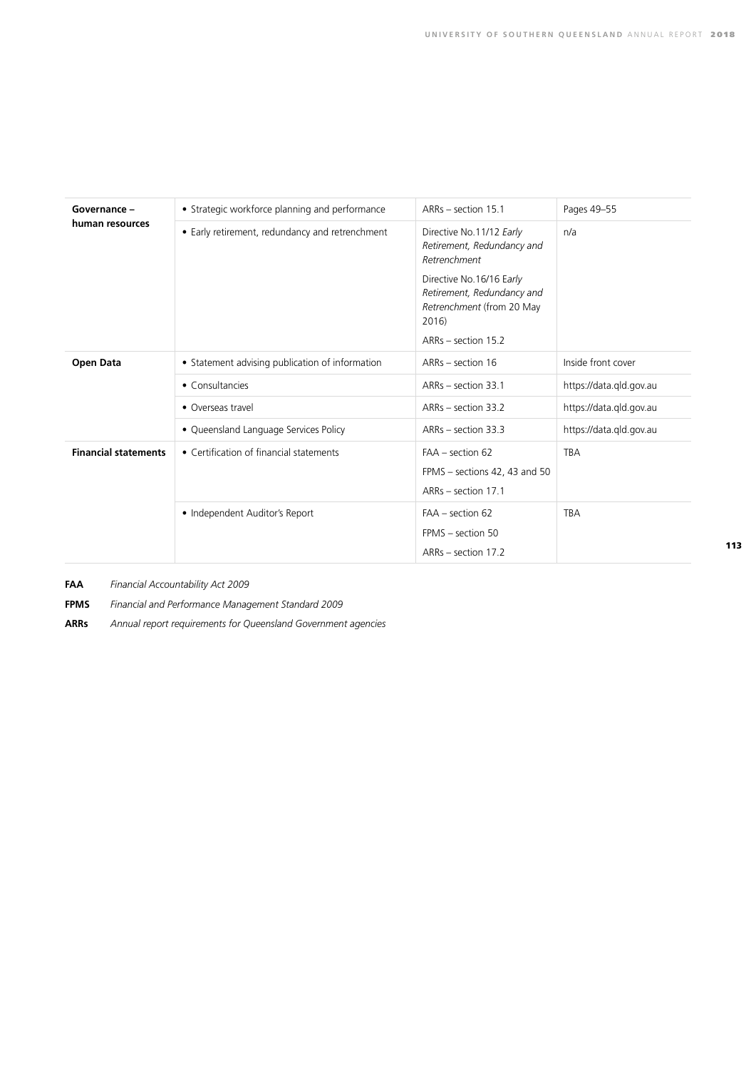| | | | |
|---|---|---|---|
| **Governance – human resources** | • Strategic workforce planning and performance | ARRs – section 15.1 | Pages 49–55 |
| | • Early retirement, redundancy and retrenchment | Directive No.11/12 *Early Retirement, Redundancy and Retrenchment*<br>Directive No.16/16 *Early Retirement, Redundancy and Retrenchment* (from 20 May 2016)<br>ARRs – section 15.2 | n/a |
| **Open Data** | • Statement advising publication of information | ARRs – section 16 | Inside front cover |
| | • Consultancies | ARRs – section 33.1 | https://data.qld.gov.au |
| | • Overseas travel | ARRs – section 33.2 | https://data.qld.gov.au |
| | • Queensland Language Services Policy | ARRs – section 33.3 | https://data.qld.gov.au |
| **Financial statements** | • Certification of financial statements | FAA – section 62<br>FPMS – sections 42, 43 and 50<br>ARRs – section 17.1 | TBA |
| | • Independent Auditor's Report | FAA – section 62<br>FPMS – section 50<br>ARRs – section 17.2 | TBA |

**FAA** *Financial Accountability Act 2009*

**FPMS** *Financial and Performance Management Standard 2009*

**ARRs** *Annual report requirements for Queensland Government agencies*